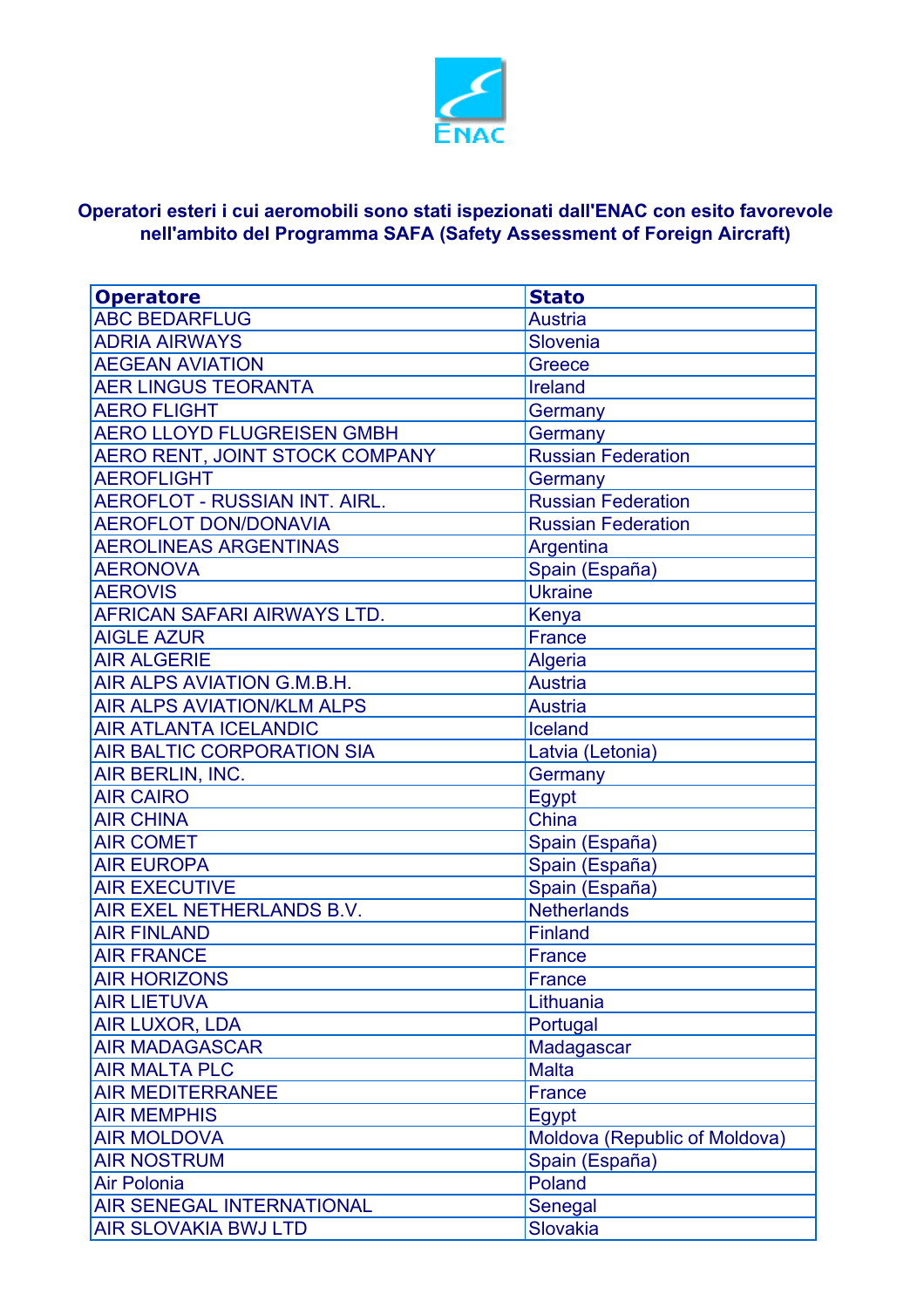ENAC

**Operatori esteri i cui aeromobili sono stati ispezionati dall'ENAC con esito favorevole nell'ambito del Programma SAFA (Safety Assessment of Foreign Aircraft)**

| Operatore | Stato |
|---|---|
| ABC BEDARFLUG | Austria |
| ADRIA AIRWAYS | Slovenia |
| AEGEAN AVIATION | Greece |
| AER LINGUS TEORANTA | Ireland |
| AERO FLIGHT | Germany |
| AERO LLOYD FLUGREISEN GMBH | Germany |
| AERO RENT, JOINT STOCK COMPANY | Russian Federation |
| AEROFLIGHT | Germany |
| AEROFLOT - RUSSIAN INT. AIRL. | Russian Federation |
| AEROFLOT DON/DONAVIA | Russian Federation |
| AEROLINEAS ARGENTINAS | Argentina |
| AERONOVA | Spain (España) |
| AEROVIS | Ukraine |
| AFRICAN SAFARI AIRWAYS LTD. | Kenya |
| AIGLE AZUR | France |
| AIR ALGERIE | Algeria |
| AIR ALPS AVIATION G.M.B.H. | Austria |
| AIR ALPS AVIATION/KLM ALPS | Austria |
| AIR ATLANTA ICELANDIC | Iceland |
| AIR BALTIC CORPORATION SIA | Latvia (Letonia) |
| AIR BERLIN, INC. | Germany |
| AIR CAIRO | Egypt |
| AIR CHINA | China |
| AIR COMET | Spain (España) |
| AIR EUROPA | Spain (España) |
| AIR EXECUTIVE | Spain (España) |
| AIR EXEL NETHERLANDS B.V. | Netherlands |
| AIR FINLAND | Finland |
| AIR FRANCE | France |
| AIR HORIZONS | France |
| AIR LIETUVA | Lithuania |
| AIR LUXOR, LDA | Portugal |
| AIR MADAGASCAR | Madagascar |
| AIR MALTA PLC | Malta |
| AIR MEDITERRANEE | France |
| AIR MEMPHIS | Egypt |
| AIR MOLDOVA | Moldova (Republic of Moldova) |
| AIR NOSTRUM | Spain (España) |
| Air Polonia | Poland |
| AIR SENEGAL INTERNATIONAL | Senegal |
| AIR SLOVAKIA BWJ LTD | Slovakia |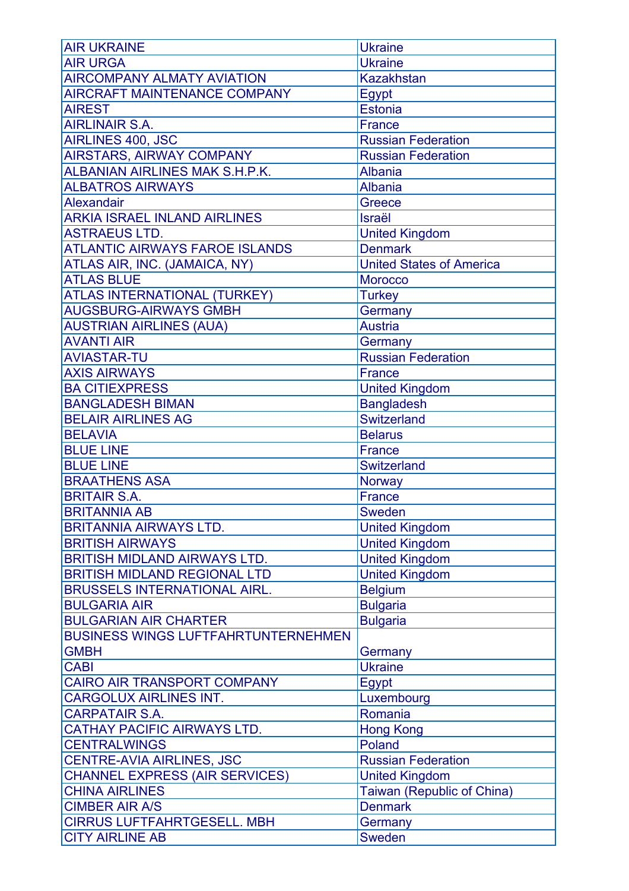| AIR UKRAINE | Ukraine |
|---|---|
| AIR URGA | Ukraine |
| AIRCOMPANY ALMATY AVIATION | Kazakhstan |
| AIRCRAFT MAINTENANCE COMPANY | Egypt |
| AIREST | Estonia |
| AIRLINAIR S.A. | France |
| AIRLINES 400, JSC | Russian Federation |
| AIRSTARS, AIRWAY COMPANY | Russian Federation |
| ALBANIAN AIRLINES MAK S.H.P.K. | Albania |
| ALBATROS AIRWAYS | Albania |
| Alexandair | Greece |
| ARKIA ISRAEL INLAND AIRLINES | Israël |
| ASTRAEUS LTD. | United Kingdom |
| ATLANTIC AIRWAYS FAROE ISLANDS | Denmark |
| ATLAS AIR, INC. (JAMAICA, NY) | United States of America |
| ATLAS BLUE | Morocco |
| ATLAS INTERNATIONAL (TURKEY) | Turkey |
| AUGSBURG-AIRWAYS GMBH | Germany |
| AUSTRIAN AIRLINES (AUA) | Austria |
| AVANTI AIR | Germany |
| AVIASTAR-TU | Russian Federation |
| AXIS AIRWAYS | France |
| BA CITIEXPRESS | United Kingdom |
| BANGLADESH BIMAN | Bangladesh |
| BELAIR AIRLINES AG | Switzerland |
| BELAVIA | Belarus |
| BLUE LINE | France |
| BLUE LINE | Switzerland |
| BRAATHENS ASA | Norway |
| BRITAIR S.A. | France |
| BRITANNIA AB | Sweden |
| BRITANNIA AIRWAYS LTD. | United Kingdom |
| BRITISH AIRWAYS | United Kingdom |
| BRITISH MIDLAND AIRWAYS LTD. | United Kingdom |
| BRITISH MIDLAND REGIONAL LTD | United Kingdom |
| BRUSSELS INTERNATIONAL AIRL. | Belgium |
| BULGARIA AIR | Bulgaria |
| BULGARIAN AIR CHARTER | Bulgaria |
| BUSINESS WINGS LUFTFAHRTUNTERNEHMEN GMBH | Germany |
| CABI | Ukraine |
| CAIRO AIR TRANSPORT COMPANY | Egypt |
| CARGOLUX AIRLINES INT. | Luxembourg |
| CARPATAIR S.A. | Romania |
| CATHAY PACIFIC AIRWAYS LTD. | Hong Kong |
| CENTRALWINGS | Poland |
| CENTRE-AVIA AIRLINES, JSC | Russian Federation |
| CHANNEL EXPRESS (AIR SERVICES) | United Kingdom |
| CHINA AIRLINES | Taiwan (Republic of China) |
| CIMBER AIR A/S | Denmark |
| CIRRUS LUFTFAHRTGESELL. MBH | Germany |
| CITY AIRLINE AB | Sweden |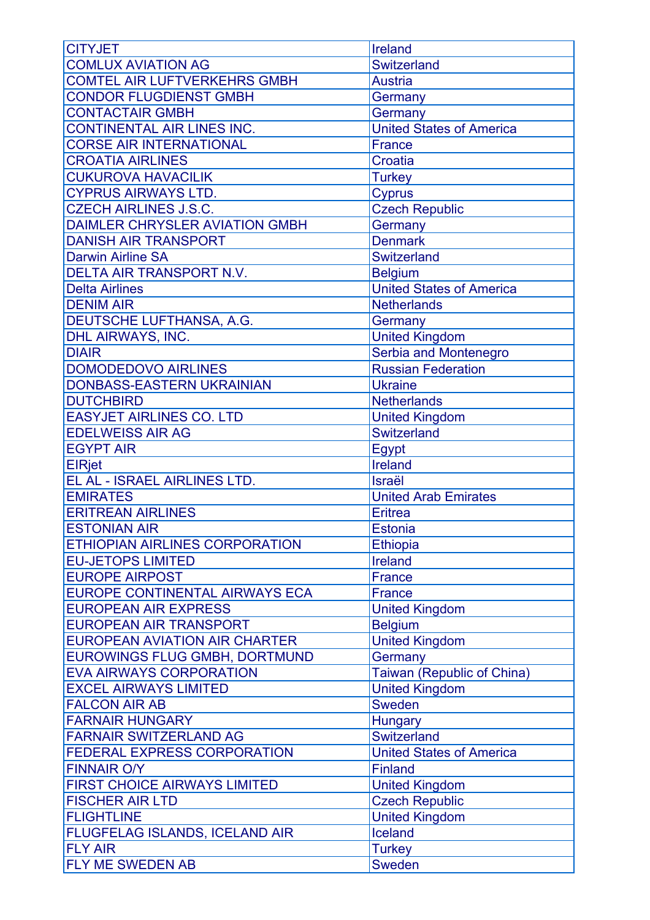| CITYJET | Ireland |
|---|---|
| COMLUX AVIATION AG | Switzerland |
| COMTEL AIR LUFTVERKEHRS GMBH | Austria |
| CONDOR FLUGDIENST GMBH | Germany |
| CONTACTAIR GMBH | Germany |
| CONTINENTAL AIR LINES INC. | United States of America |
| CORSE AIR INTERNATIONAL | France |
| CROATIA AIRLINES | Croatia |
| CUKUROVA HAVACILIK | Turkey |
| CYPRUS AIRWAYS LTD. | Cyprus |
| CZECH AIRLINES J.S.C. | Czech Republic |
| DAIMLER CHRYSLER AVIATION GMBH | Germany |
| DANISH AIR TRANSPORT | Denmark |
| Darwin Airline SA | Switzerland |
| DELTA AIR TRANSPORT N.V. | Belgium |
| Delta Airlines | United States of America |
| DENIM AIR | Netherlands |
| DEUTSCHE LUFTHANSA, A.G. | Germany |
| DHL AIRWAYS, INC. | United Kingdom |
| DIAIR | Serbia and Montenegro |
| DOMODEDOVO AIRLINES | Russian Federation |
| DONBASS-EASTERN UKRAINIAN | Ukraine |
| DUTCHBIRD | Netherlands |
| EASYJET AIRLINES CO. LTD | United Kingdom |
| EDELWEISS AIR AG | Switzerland |
| EGYPT AIR | Egypt |
| EIRjet | Ireland |
| EL AL - ISRAEL AIRLINES LTD. | Israël |
| EMIRATES | United Arab Emirates |
| ERITREAN AIRLINES | Eritrea |
| ESTONIAN AIR | Estonia |
| ETHIOPIAN AIRLINES CORPORATION | Ethiopia |
| EU-JETOPS LIMITED | Ireland |
| EUROPE AIRPOST | France |
| EUROPE CONTINENTAL AIRWAYS ECA | France |
| EUROPEAN AIR EXPRESS | United Kingdom |
| EUROPEAN AIR TRANSPORT | Belgium |
| EUROPEAN AVIATION AIR CHARTER | United Kingdom |
| EUROWINGS FLUG GMBH, DORTMUND | Germany |
| EVA AIRWAYS CORPORATION | Taiwan (Republic of China) |
| EXCEL AIRWAYS LIMITED | United Kingdom |
| FALCON AIR AB | Sweden |
| FARNAIR HUNGARY | Hungary |
| FARNAIR SWITZERLAND AG | Switzerland |
| FEDERAL EXPRESS CORPORATION | United States of America |
| FINNAIR O/Y | Finland |
| FIRST CHOICE AIRWAYS LIMITED | United Kingdom |
| FISCHER AIR LTD | Czech Republic |
| FLIGHTLINE | United Kingdom |
| FLUGFELAG ISLANDS, ICELAND AIR | Iceland |
| FLY AIR | Turkey |
| FLY ME SWEDEN AB | Sweden |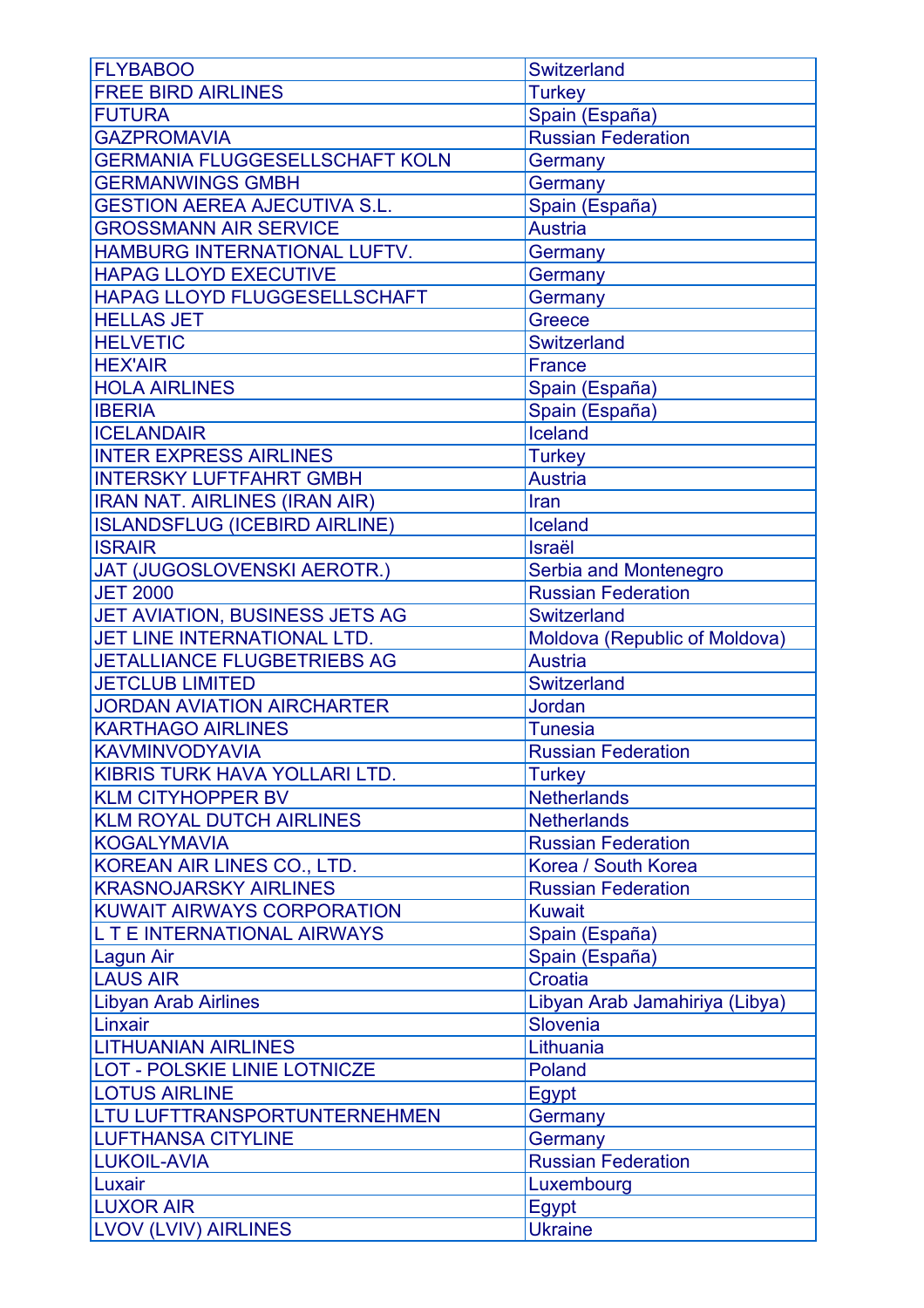| FLYBABOO | Switzerland |
|---|---|
| FREE BIRD AIRLINES | Turkey |
| FUTURA | Spain (España) |
| GAZPROMAVIA | Russian Federation |
| GERMANIA FLUGGESELLSCHAFT KOLN | Germany |
| GERMANWINGS GMBH | Germany |
| GESTION AEREA AJECUTIVA S.L. | Spain (España) |
| GROSSMANN AIR SERVICE | Austria |
| HAMBURG INTERNATIONAL LUFTV. | Germany |
| HAPAG LLOYD EXECUTIVE | Germany |
| HAPAG LLOYD FLUGGESELLSCHAFT | Germany |
| HELLAS JET | Greece |
| HELVETIC | Switzerland |
| HEX'AIR | France |
| HOLA AIRLINES | Spain (España) |
| IBERIA | Spain (España) |
| ICELANDAIR | Iceland |
| INTER EXPRESS AIRLINES | Turkey |
| INTERSKY LUFTFAHRT GMBH | Austria |
| IRAN NAT. AIRLINES (IRAN AIR) | Iran |
| ISLANDSFLUG (ICEBIRD AIRLINE) | Iceland |
| ISRAIR | Israël |
| JAT (JUGOSLOVENSKI AEROTR.) | Serbia and Montenegro |
| JET 2000 | Russian Federation |
| JET AVIATION, BUSINESS JETS AG | Switzerland |
| JET LINE INTERNATIONAL LTD. | Moldova (Republic of Moldova) |
| JETALLIANCE FLUGBETRIEBS AG | Austria |
| JETCLUB LIMITED | Switzerland |
| JORDAN AVIATION AIRCHARTER | Jordan |
| KARTHAGO AIRLINES | Tunesia |
| KAVMINVODYAVIA | Russian Federation |
| KIBRIS TURK HAVA YOLLARI LTD. | Turkey |
| KLM CITYHOPPER BV | Netherlands |
| KLM ROYAL DUTCH AIRLINES | Netherlands |
| KOGALYMAVIA | Russian Federation |
| KOREAN AIR LINES CO., LTD. | Korea / South Korea |
| KRASNOJARSKY AIRLINES | Russian Federation |
| KUWAIT AIRWAYS CORPORATION | Kuwait |
| L T E INTERNATIONAL AIRWAYS | Spain (España) |
| Lagun Air | Spain (España) |
| LAUS AIR | Croatia |
| Libyan Arab Airlines | Libyan Arab Jamahiriya (Libya) |
| Linxair | Slovenia |
| LITHUANIAN AIRLINES | Lithuania |
| LOT - POLSKIE LINIE LOTNICZE | Poland |
| LOTUS AIRLINE | Egypt |
| LTU LUFTTRANSPORTUNTERNEHMEN | Germany |
| LUFTHANSA CITYLINE | Germany |
| LUKOIL-AVIA | Russian Federation |
| Luxair | Luxembourg |
| LUXOR AIR | Egypt |
| LVOV (LVIV) AIRLINES | Ukraine |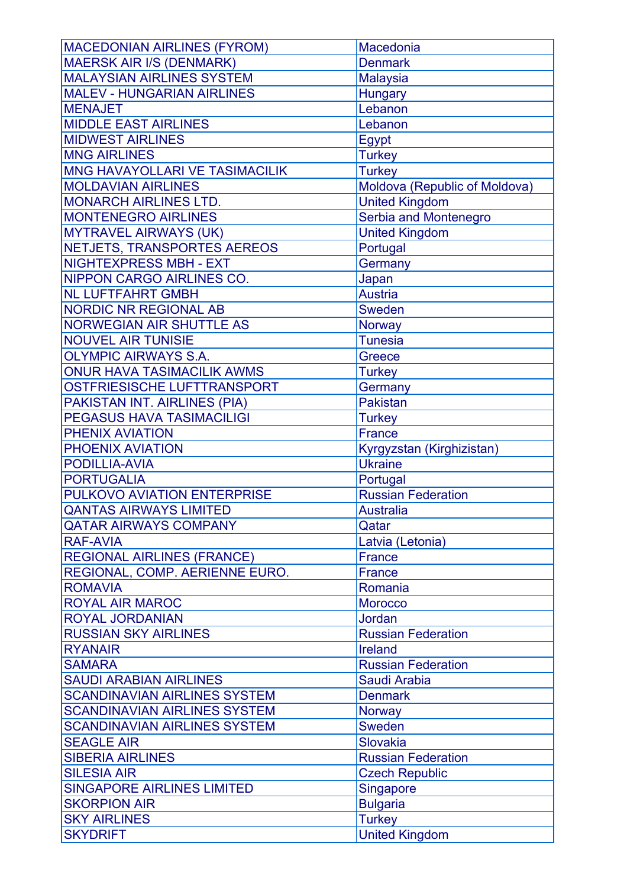| MACEDONIAN AIRLINES (FYROM) | Macedonia |
|---|---|
| MAERSK AIR I/S (DENMARK) | Denmark |
| MALAYSIAN AIRLINES SYSTEM | Malaysia |
| MALEV - HUNGARIAN AIRLINES | Hungary |
| MENAJET | Lebanon |
| MIDDLE EAST AIRLINES | Lebanon |
| MIDWEST AIRLINES | Egypt |
| MNG AIRLINES | Turkey |
| MNG HAVAYOLLARI VE TASIMACILIK | Turkey |
| MOLDAVIAN AIRLINES | Moldova (Republic of Moldova) |
| MONARCH AIRLINES LTD. | United Kingdom |
| MONTENEGRO AIRLINES | Serbia and Montenegro |
| MYTRAVEL AIRWAYS (UK) | United Kingdom |
| NETJETS, TRANSPORTES AEREOS | Portugal |
| NIGHTEXPRESS MBH - EXT | Germany |
| NIPPON CARGO AIRLINES CO. | Japan |
| NL LUFTFAHRT GMBH | Austria |
| NORDIC NR REGIONAL AB | Sweden |
| NORWEGIAN AIR SHUTTLE AS | Norway |
| NOUVEL AIR TUNISIE | Tunesia |
| OLYMPIC AIRWAYS S.A. | Greece |
| ONUR HAVA TASIMACILIK AWMS | Turkey |
| OSTFRIESISCHE LUFTTRANSPORT | Germany |
| PAKISTAN INT. AIRLINES (PIA) | Pakistan |
| PEGASUS HAVA TASIMACILIGI | Turkey |
| PHENIX AVIATION | France |
| PHOENIX AVIATION | Kyrgyzstan (Kirghizistan) |
| PODILLIA-AVIA | Ukraine |
| PORTUGALIA | Portugal |
| PULKOVO AVIATION ENTERPRISE | Russian Federation |
| QANTAS AIRWAYS LIMITED | Australia |
| QATAR AIRWAYS COMPANY | Qatar |
| RAF-AVIA | Latvia (Letonia) |
| REGIONAL AIRLINES (FRANCE) | France |
| REGIONAL, COMP. AERIENNE EURO. | France |
| ROMAVIA | Romania |
| ROYAL AIR MAROC | Morocco |
| ROYAL JORDANIAN | Jordan |
| RUSSIAN SKY AIRLINES | Russian Federation |
| RYANAIR | Ireland |
| SAMARA | Russian Federation |
| SAUDI ARABIAN AIRLINES | Saudi Arabia |
| SCANDINAVIAN AIRLINES SYSTEM | Denmark |
| SCANDINAVIAN AIRLINES SYSTEM | Norway |
| SCANDINAVIAN AIRLINES SYSTEM | Sweden |
| SEAGLE AIR | Slovakia |
| SIBERIA AIRLINES | Russian Federation |
| SILESIA AIR | Czech Republic |
| SINGAPORE AIRLINES LIMITED | Singapore |
| SKORPION AIR | Bulgaria |
| SKY AIRLINES | Turkey |
| SKYDRIFT | United Kingdom |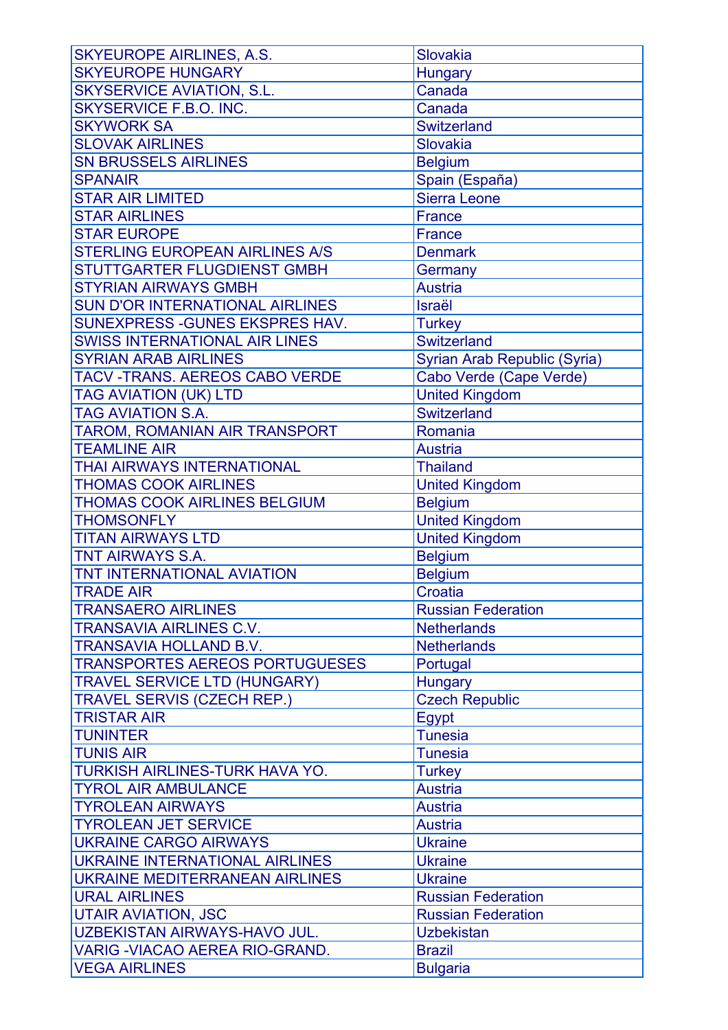| SKYEUROPE AIRLINES, A.S. | Slovakia |
|---|---|
| SKYEUROPE HUNGARY | Hungary |
| SKYSERVICE AVIATION, S.L. | Canada |
| SKYSERVICE F.B.O. INC. | Canada |
| SKYWORK SA | Switzerland |
| SLOVAK AIRLINES | Slovakia |
| SN BRUSSELS AIRLINES | Belgium |
| SPANAIR | Spain (España) |
| STAR AIR LIMITED | Sierra Leone |
| STAR AIRLINES | France |
| STAR EUROPE | France |
| STERLING EUROPEAN AIRLINES A/S | Denmark |
| STUTTGARTER FLUGDIENST GMBH | Germany |
| STYRIAN AIRWAYS GMBH | Austria |
| SUN D'OR INTERNATIONAL AIRLINES | Israël |
| SUNEXPRESS -GUNES EKSPRES HAV. | Turkey |
| SWISS INTERNATIONAL AIR LINES | Switzerland |
| SYRIAN ARAB AIRLINES | Syrian Arab Republic (Syria) |
| TACV -TRANS. AEREOS CABO VERDE | Cabo Verde (Cape Verde) |
| TAG AVIATION (UK) LTD | United Kingdom |
| TAG AVIATION S.A. | Switzerland |
| TAROM, ROMANIAN AIR TRANSPORT | Romania |
| TEAMLINE AIR | Austria |
| THAI AIRWAYS INTERNATIONAL | Thailand |
| THOMAS COOK AIRLINES | United Kingdom |
| THOMAS COOK AIRLINES BELGIUM | Belgium |
| THOMSONFLY | United Kingdom |
| TITAN AIRWAYS LTD | United Kingdom |
| TNT AIRWAYS S.A. | Belgium |
| TNT INTERNATIONAL AVIATION | Belgium |
| TRADE AIR | Croatia |
| TRANSAERO AIRLINES | Russian Federation |
| TRANSAVIA AIRLINES C.V. | Netherlands |
| TRANSAVIA HOLLAND B.V. | Netherlands |
| TRANSPORTES AEREOS PORTUGUESES | Portugal |
| TRAVEL SERVICE LTD (HUNGARY) | Hungary |
| TRAVEL SERVIS (CZECH REP.) | Czech Republic |
| TRISTAR AIR | Egypt |
| TUNINTER | Tunesia |
| TUNIS AIR | Tunesia |
| TURKISH AIRLINES-TURK HAVA YO. | Turkey |
| TYROL AIR AMBULANCE | Austria |
| TYROLEAN AIRWAYS | Austria |
| TYROLEAN JET SERVICE | Austria |
| UKRAINE CARGO AIRWAYS | Ukraine |
| UKRAINE INTERNATIONAL AIRLINES | Ukraine |
| UKRAINE MEDITERRANEAN AIRLINES | Ukraine |
| URAL AIRLINES | Russian Federation |
| UTAIR AVIATION, JSC | Russian Federation |
| UZBEKISTAN AIRWAYS-HAVO JUL. | Uzbekistan |
| VARIG -VIACAO AEREA RIO-GRAND. | Brazil |
| VEGA AIRLINES | Bulgaria |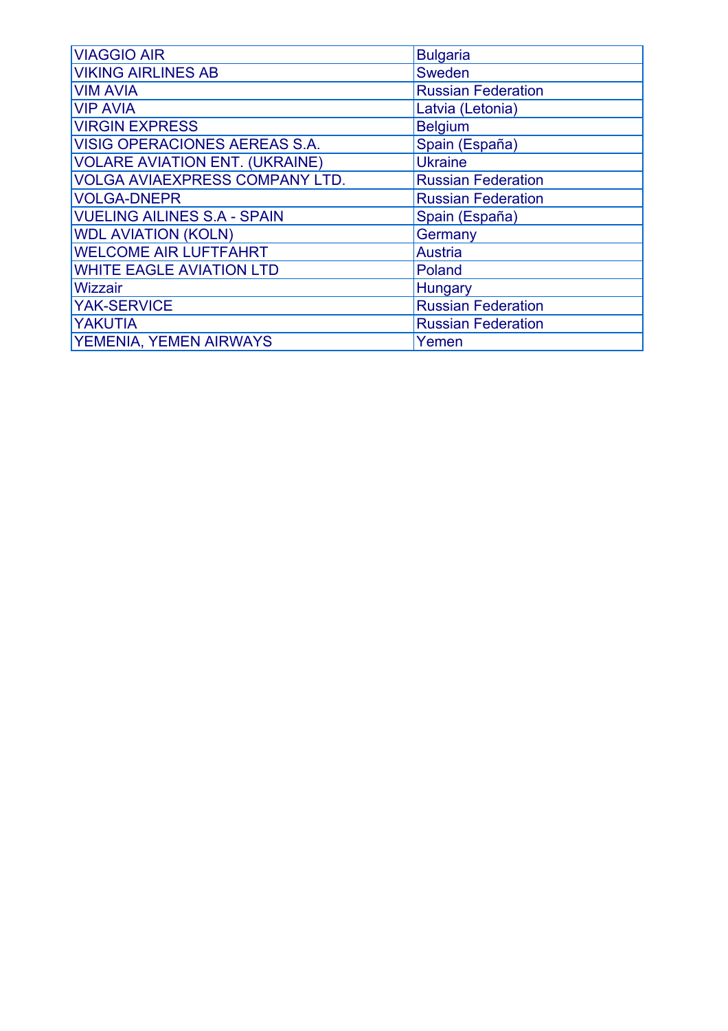| | |
|---|---|
| VIAGGIO AIR | Bulgaria |
| VIKING AIRLINES AB | Sweden |
| VIM AVIA | Russian Federation |
| VIP AVIA | Latvia (Letonia) |
| VIRGIN EXPRESS | Belgium |
| VISIG OPERACIONES AEREAS S.A. | Spain (España) |
| VOLARE AVIATION ENT. (UKRAINE) | Ukraine |
| VOLGA AVIAEXPRESS COMPANY LTD. | Russian Federation |
| VOLGA-DNEPR | Russian Federation |
| VUELING AILINES S.A - SPAIN | Spain (España) |
| WDL AVIATION (KOLN) | Germany |
| WELCOME AIR LUFTFAHRT | Austria |
| WHITE EAGLE AVIATION LTD | Poland |
| Wizzair | Hungary |
| YAK-SERVICE | Russian Federation |
| YAKUTIA | Russian Federation |
| YEMENIA, YEMEN AIRWAYS | Yemen |